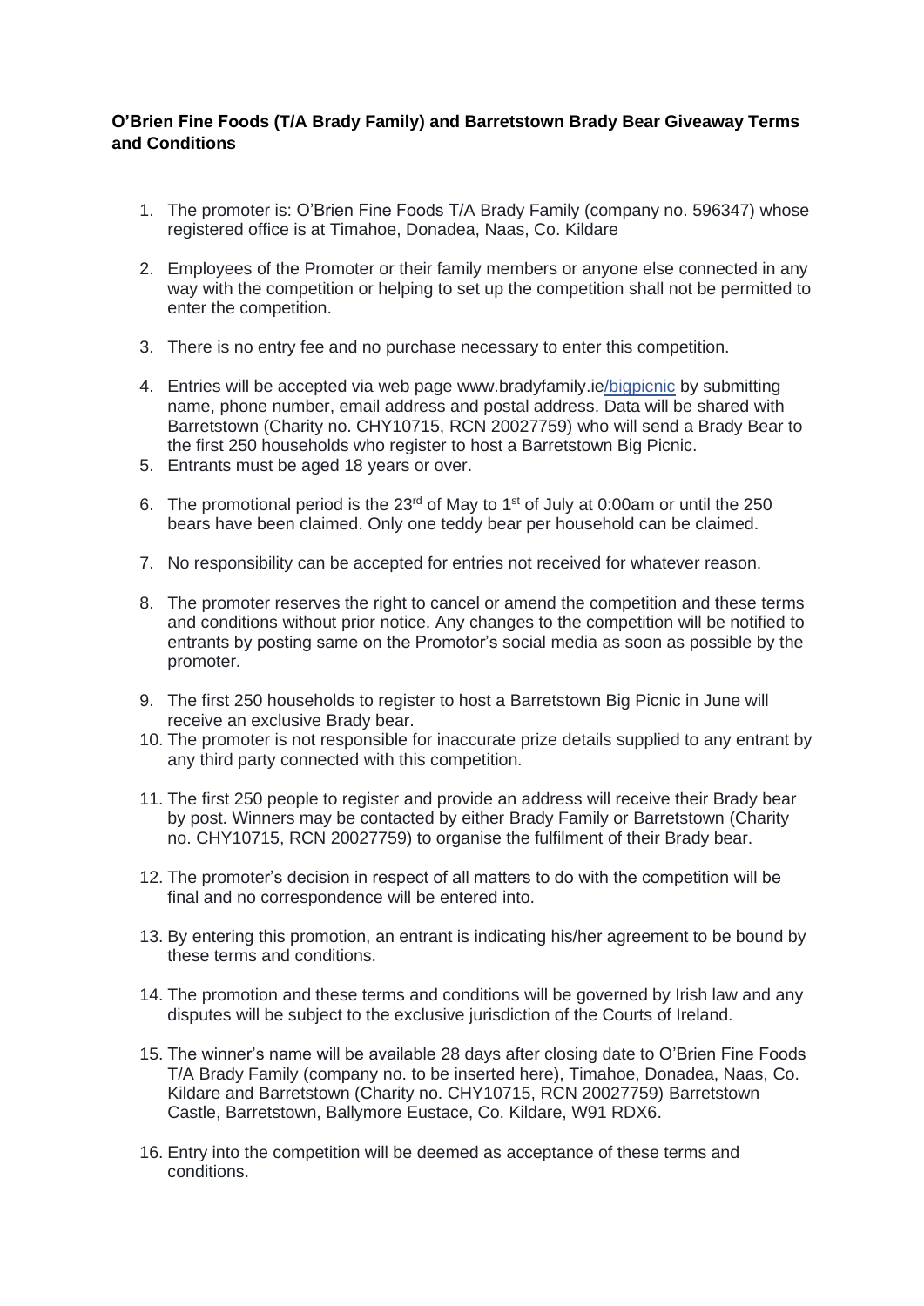**O'Brien Fine Foods (T/A Brady Family) and Barretstown Brady Bear Giveaway Terms and Conditions**

1. The promoter is: O'Brien Fine Foods T/A Brady Family (company no. 596347) whose registered office is at Timahoe, Donadea, Naas, Co. Kildare
2. Employees of the Promoter or their family members or anyone else connected in any way with the competition or helping to set up the competition shall not be permitted to enter the competition.
3. There is no entry fee and no purchase necessary to enter this competition.
4. Entries will be accepted via web page www.bradyfamily.ie/bigpicnic by submitting name, phone number, email address and postal address. Data will be shared with Barretstown (Charity no. CHY10715, RCN 20027759) who will send a Brady Bear to the first 250 households who register to host a Barretstown Big Picnic.
5. Entrants must be aged 18 years or over.
6. The promotional period is the 23rd of May to 1st of July at 0:00am or until the 250 bears have been claimed. Only one teddy bear per household can be claimed.
7. No responsibility can be accepted for entries not received for whatever reason.
8. The promoter reserves the right to cancel or amend the competition and these terms and conditions without prior notice. Any changes to the competition will be notified to entrants by posting same on the Promotor's social media as soon as possible by the promoter.
9. The first 250 households to register to host a Barretstown Big Picnic in June will receive an exclusive Brady bear.
10. The promoter is not responsible for inaccurate prize details supplied to any entrant by any third party connected with this competition.
11. The first 250 people to register and provide an address will receive their Brady bear by post. Winners may be contacted by either Brady Family or Barretstown (Charity no. CHY10715, RCN 20027759) to organise the fulfilment of their Brady bear.
12. The promoter's decision in respect of all matters to do with the competition will be final and no correspondence will be entered into.
13. By entering this promotion, an entrant is indicating his/her agreement to be bound by these terms and conditions.
14. The promotion and these terms and conditions will be governed by Irish law and any disputes will be subject to the exclusive jurisdiction of the Courts of Ireland.
15. The winner's name will be available 28 days after closing date to O'Brien Fine Foods T/A Brady Family (company no. to be inserted here), Timahoe, Donadea, Naas, Co. Kildare and Barretstown (Charity no. CHY10715, RCN 20027759) Barretstown Castle, Barretstown, Ballymore Eustace, Co. Kildare, W91 RDX6.
16. Entry into the competition will be deemed as acceptance of these terms and conditions.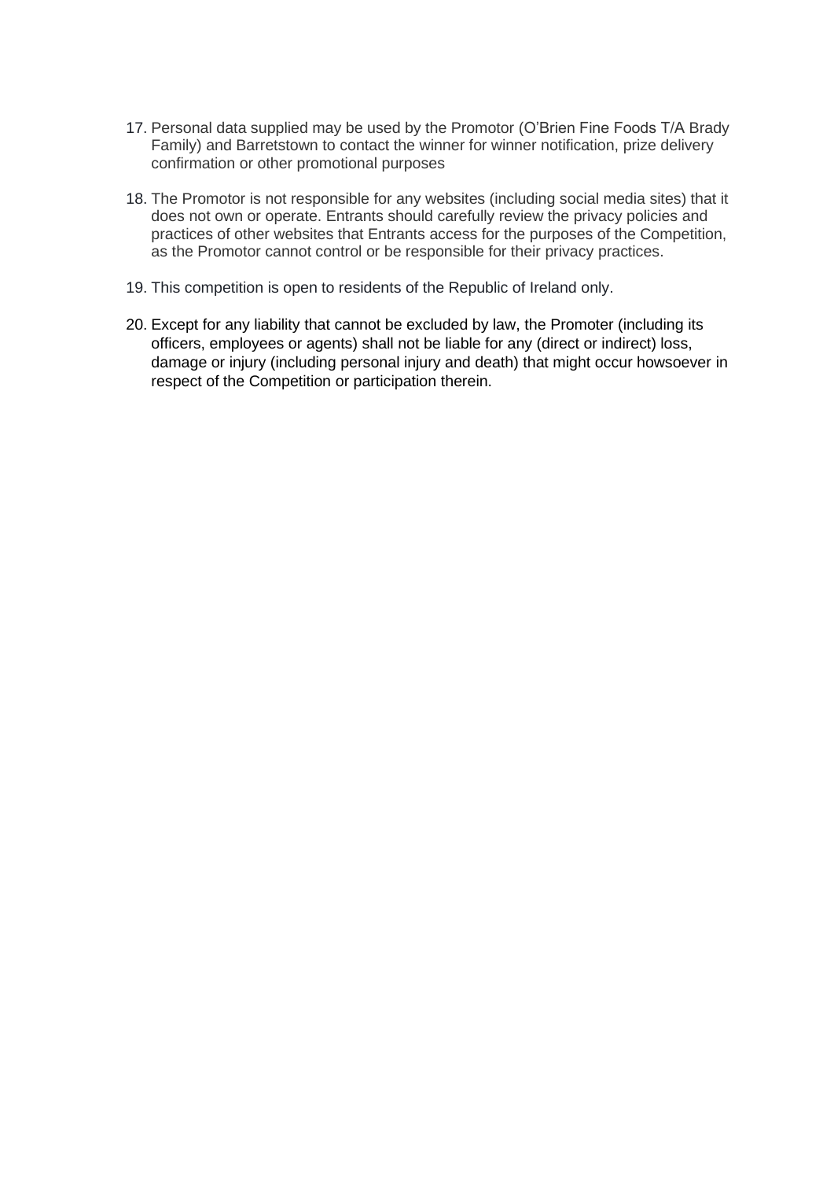17. Personal data supplied may be used by the Promotor (O'Brien Fine Foods T/A Brady Family) and Barretstown to contact the winner for winner notification, prize delivery confirmation or other promotional purposes
18. The Promotor is not responsible for any websites (including social media sites) that it does not own or operate. Entrants should carefully review the privacy policies and practices of other websites that Entrants access for the purposes of the Competition, as the Promotor cannot control or be responsible for their privacy practices.
19. This competition is open to residents of the Republic of Ireland only.
20. Except for any liability that cannot be excluded by law, the Promoter (including its officers, employees or agents) shall not be liable for any (direct or indirect) loss, damage or injury (including personal injury and death) that might occur howsoever in respect of the Competition or participation therein.